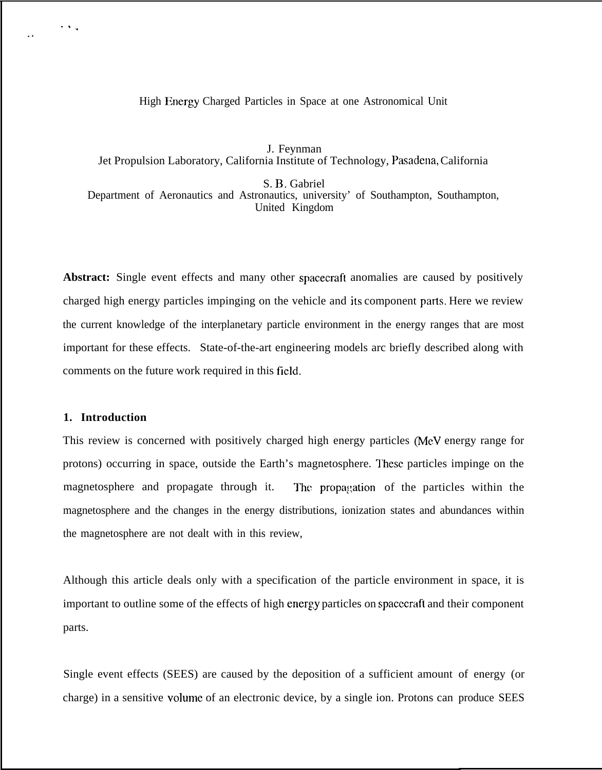# High Energy Charged Particles in Space at one Astronomical Unit

J. Feynman
Jet Propulsion Laboratory, California Institute of Technology, Pasadena, California

S. B. Gabriel
Department of Aeronautics and Astronautics, university' of Southampton, Southampton, United Kingdom

**Abstract:** Single event effects and many other spacecraft anomalies are caused by positively charged high energy particles impinging on the vehicle and its component parts. Here we review the current knowledge of the interplanetary particle environment in the energy ranges that are most important for these effects. State-of-the-art engineering models arc briefly described along with comments on the future work required in this field.

## 1. Introduction

This review is concerned with positively charged high energy particles (MeV energy range for protons) occurring in space, outside the Earth's magnetosphere. These particles impinge on the magnetosphere and propagate through it. The propagation of the particles within the magnetosphere and the changes in the energy distributions, ionization states and abundances within the magnetosphere are not dealt with in this review,

Although this article deals only with a specification of the particle environment in space, it is important to outline some of the effects of high energy particles on spacecraft and their component parts.

Single event effects (SEES) are caused by the deposition of a sufficient amount of energy (or charge) in a sensitive volume of an electronic device, by a single ion. Protons can produce SEES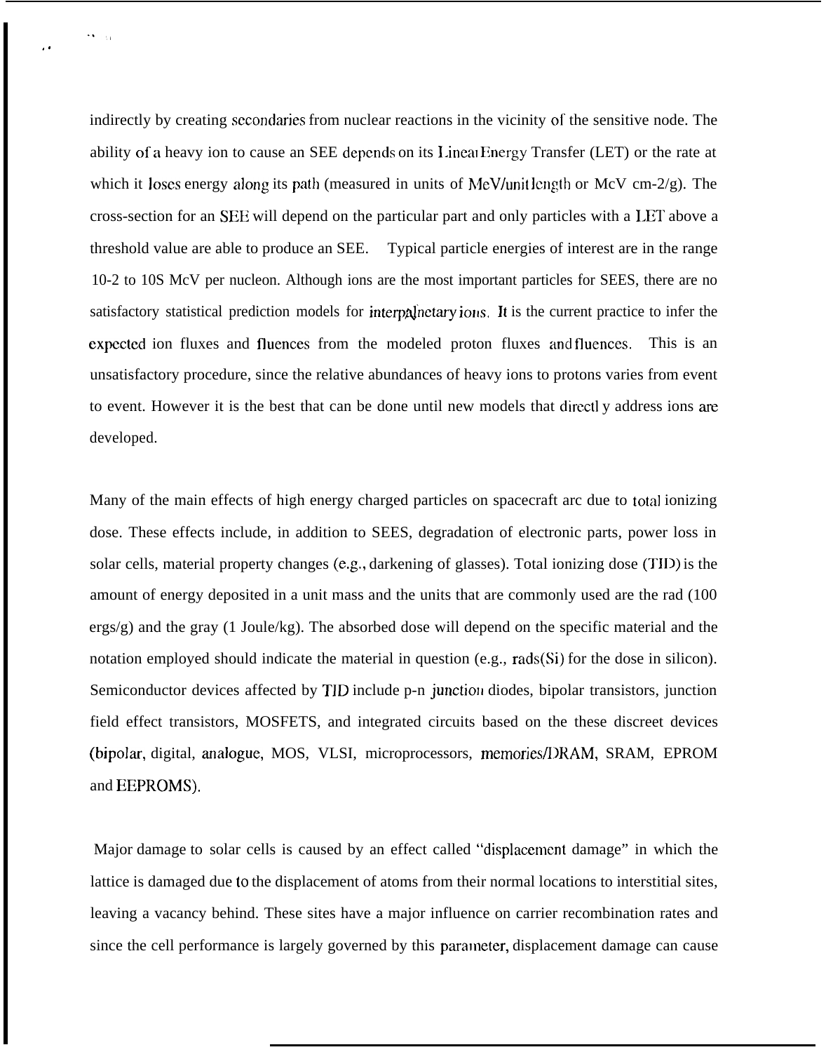indirectly by creating secondaries from nuclear reactions in the vicinity of the sensitive node. The ability of a heavy ion to cause an SEE depends on its Linear Energy Transfer (LET) or the rate at which it loses energy along its path (measured in units of MeV/unit length or MeV cm-2/g). The cross-section for an SEE will depend on the particular part and only particles with a LET above a threshold value are able to produce an SEE. Typical particle energies of interest are in the range $10^{-2}$ to $10^{5}$ MeV per nucleon. Although ions are the most important particles for SEES, there are no satisfactory statistical prediction models for interplanetary ions. It is the current practice to infer the expected ion fluxes and fluences from the modeled proton fluxes and fluences. This is an unsatisfactory procedure, since the relative abundances of heavy ions to protons varies from event to event. However it is the best that can be done until new models that directly address ions are developed.

Many of the main effects of high energy charged particles on spacecraft are due to total ionizing dose. These effects include, in addition to SEES, degradation of electronic parts, power loss in solar cells, material property changes (e.g., darkening of glasses). Total ionizing dose (TID) is the amount of energy deposited in a unit mass and the units that are commonly used are the rad (100 ergs/g) and the gray (1 Joule/kg). The absorbed dose will depend on the specific material and the notation employed should indicate the material in question (e.g., rads(Si) for the dose in silicon). Semiconductor devices affected by TID include p-n junction diodes, bipolar transistors, junction field effect transistors, MOSFETS, and integrated circuits based on the these discreet devices (bipolar, digital, analogue, MOS, VLSI, microprocessors, memories/DRAM, SRAM, EPROM and EEPROMS).

Major damage to solar cells is caused by an effect called "displacement damage" in which the lattice is damaged due to the displacement of atoms from their normal locations to interstitial sites, leaving a vacancy behind. These sites have a major influence on carrier recombination rates and since the cell performance is largely governed by this parameter, displacement damage can cause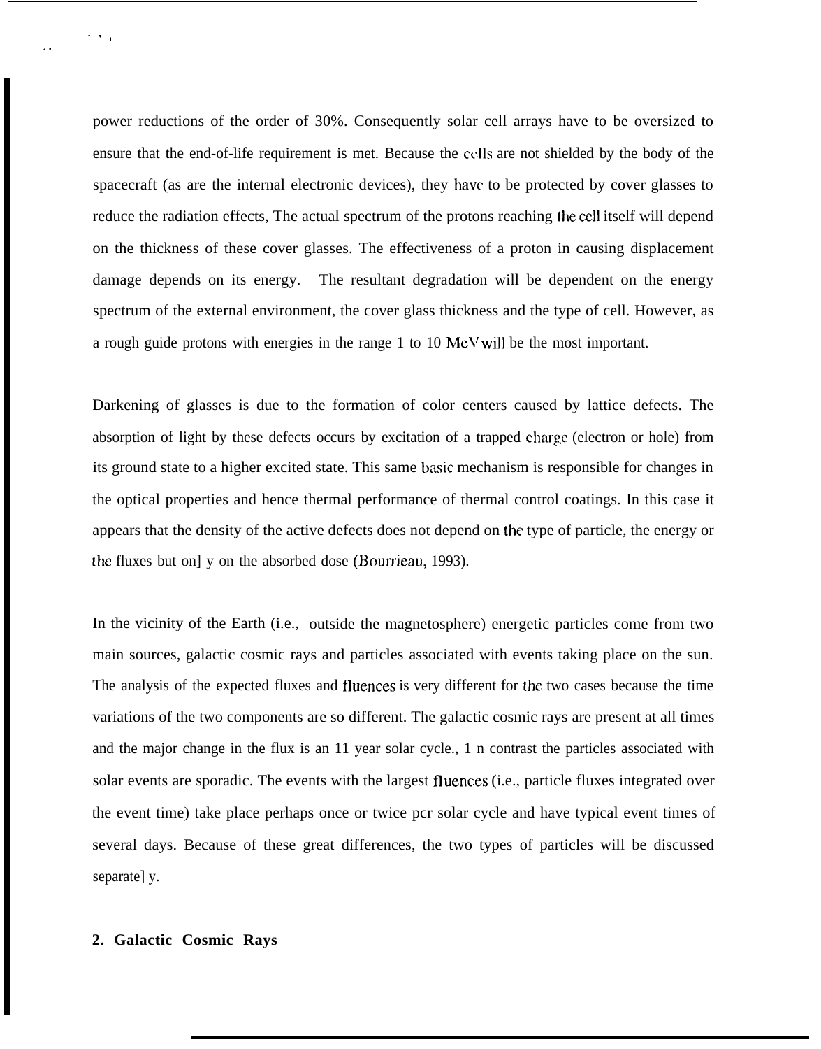power reductions of the order of 30%. Consequently solar cell arrays have to be oversized to ensure that the end-of-life requirement is met. Because the cells are not shielded by the body of the spacecraft (as are the internal electronic devices), they have to be protected by cover glasses to reduce the radiation effects, The actual spectrum of the protons reaching the cell itself will depend on the thickness of these cover glasses. The effectiveness of a proton in causing displacement damage depends on its energy. The resultant degradation will be dependent on the energy spectrum of the external environment, the cover glass thickness and the type of cell. However, as a rough guide protons with energies in the range 1 to 10 MeV will be the most important.

Darkening of glasses is due to the formation of color centers caused by lattice defects. The absorption of light by these defects occurs by excitation of a trapped charge (electron or hole) from its ground state to a higher excited state. This same basic mechanism is responsible for changes in the optical properties and hence thermal performance of thermal control coatings. In this case it appears that the density of the active defects does not depend on the type of particle, the energy or the fluxes but only on the absorbed dose (Bourrieau, 1993).

In the vicinity of the Earth (i.e., outside the magnetosphere) energetic particles come from two main sources, galactic cosmic rays and particles associated with events taking place on the sun. The analysis of the expected fluxes and fluences is very different for the two cases because the time variations of the two components are so different. The galactic cosmic rays are present at all times and the major change in the flux is an 11 year solar cycle., In contrast the particles associated with solar events are sporadic. The events with the largest fluences (i.e., particle fluxes integrated over the event time) take place perhaps once or twice per solar cycle and have typical event times of several days. Because of these great differences, the two types of particles will be discussed separately.

## 2. Galactic Cosmic Rays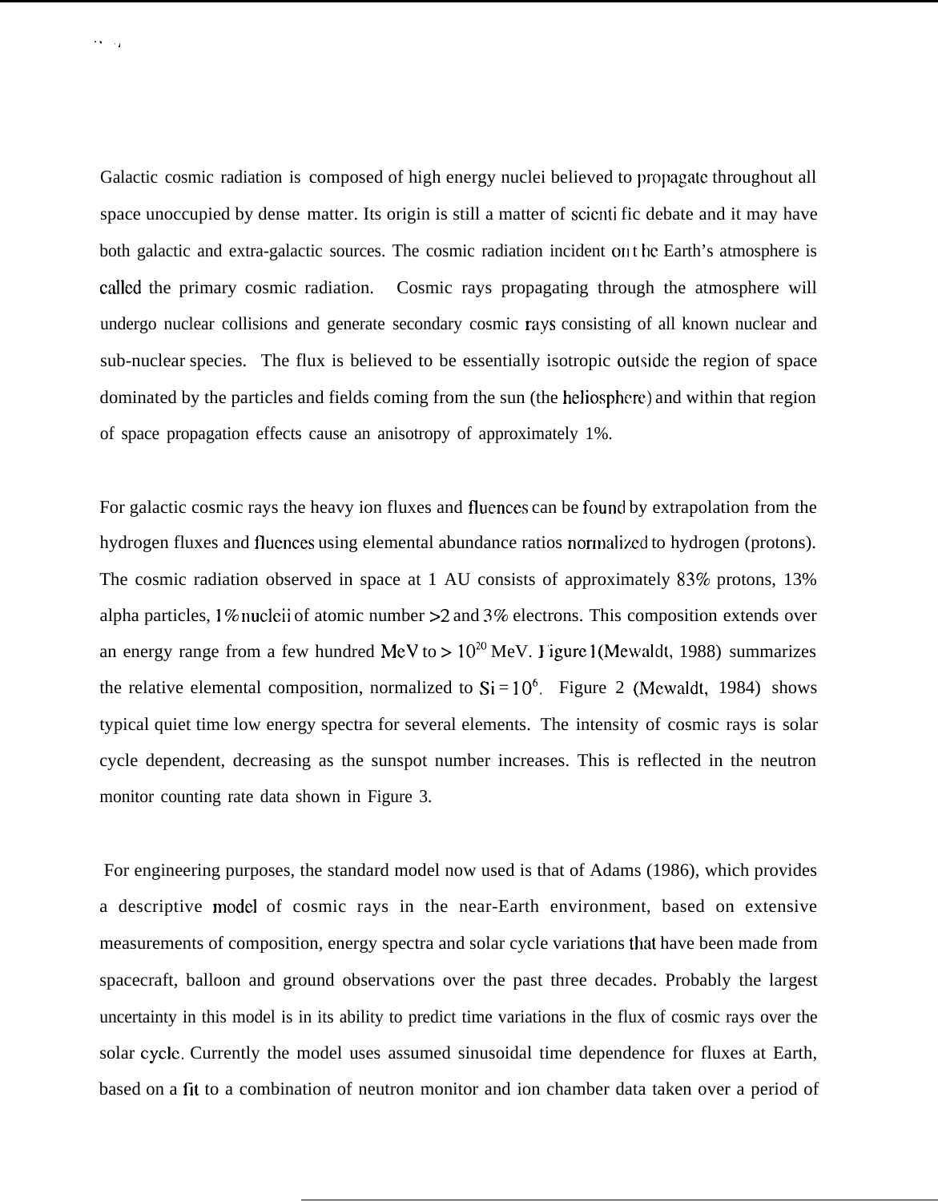Galactic cosmic radiation is composed of high energy nuclei believed to propagate throughout all space unoccupied by dense matter. Its origin is still a matter of scientific debate and it may have both galactic and extra-galactic sources. The cosmic radiation incident on the Earth's atmosphere is called the primary cosmic radiation. Cosmic rays propagating through the atmosphere will undergo nuclear collisions and generate secondary cosmic rays consisting of all known nuclear and sub-nuclear species. The flux is believed to be essentially isotropic outside the region of space dominated by the particles and fields coming from the sun (the heliosphere) and within that region of space propagation effects cause an anisotropy of approximately 1%.

For galactic cosmic rays the heavy ion fluxes and fluences can be found by extrapolation from the hydrogen fluxes and fluences using elemental abundance ratios normalized to hydrogen (protons). The cosmic radiation observed in space at 1 AU consists of approximately 83% protons, 13% alpha particles, 1% nuclei of atomic number >2 and 3% electrons. This composition extends over an energy range from a few hundred MeV to $> 10^{20}$ MeV. Figure 1 (Mewaldt, 1988) summarizes the relative elemental composition, normalized to $Si = 10^6$. Figure 2 (Mewaldt, 1984) shows typical quiet time low energy spectra for several elements. The intensity of cosmic rays is solar cycle dependent, decreasing as the sunspot number increases. This is reflected in the neutron monitor counting rate data shown in Figure 3.

For engineering purposes, the standard model now used is that of Adams (1986), which provides a descriptive model of cosmic rays in the near-Earth environment, based on extensive measurements of composition, energy spectra and solar cycle variations that have been made from spacecraft, balloon and ground observations over the past three decades. Probably the largest uncertainty in this model is in its ability to predict time variations in the flux of cosmic rays over the solar cycle. Currently the model uses assumed sinusoidal time dependence for fluxes at Earth, based on a fit to a combination of neutron monitor and ion chamber data taken over a period of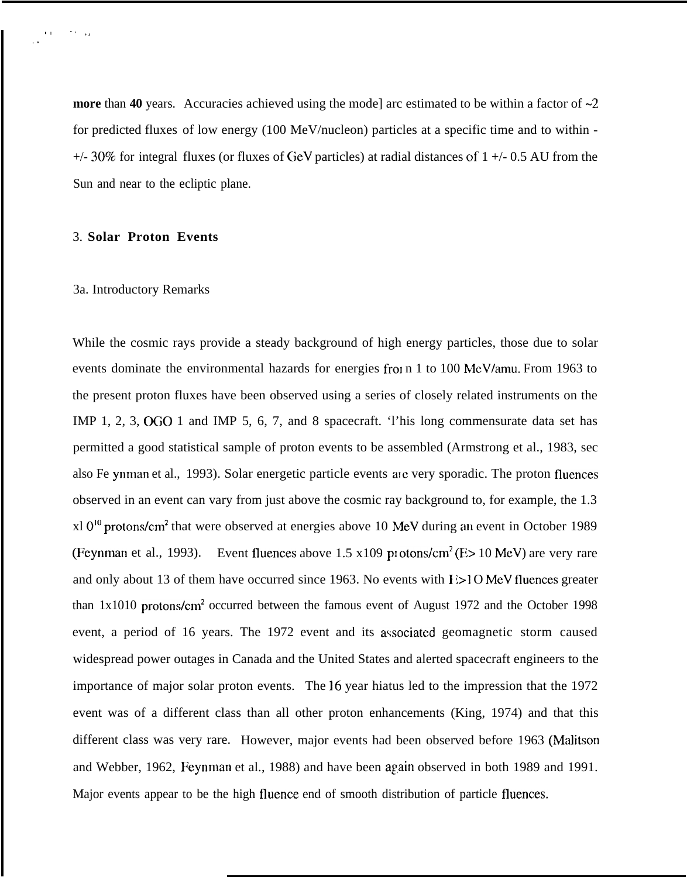**more** than **40** years. Accuracies achieved using the mode] arc estimated to be within a factor of ~2 for predicted fluxes of low energy (100 MeV/nucleon) particles at a specific time and to within - +/- 30% for integral fluxes (or fluxes of GeV particles) at radial distances of 1 +/- 0.5 AU from the Sun and near to the ecliptic plane.

## 3. **Solar Proton Events**

### 3a. Introductory Remarks

While the cosmic rays provide a steady background of high energy particles, those due to solar events dominate the environmental hazards for energies froι n 1 to 100 MeV/amu. From 1963 to the present proton fluxes have been observed using a series of closely related instruments on the IMP 1, 2, 3, OGO 1 and IMP 5, 6, 7, and 8 spacecraft. 'l'his long commensurate data set has permitted a good statistical sample of proton events to be assembled (Armstrong et al., 1983, sec also Fe ynman et al., 1993). Solar energetic particle events arc very sporadic. The proton fluences observed in an event can vary from just above the cosmic ray background to, for example, the 1.3 x$10^{10}$ protons/cm$^2$ that were observed at energies above 10 MeV during an event in October 1989 (Feynman et al., 1993). Event fluences above 1.5 x109 pι otons/cm$^2$ (E> 10 MeV) are very rare and only about 13 of them have occurred since 1963. No events with E>1O MeV fluences greater than 1x1010 protons/cm$^2$ occurred between the famous event of August 1972 and the October 1998 event, a period of 16 years. The 1972 event and its associated geomagnetic storm caused widespread power outages in Canada and the United States and alerted spacecraft engineers to the importance of major solar proton events. The 16 year hiatus led to the impression that the 1972 event was of a different class than all other proton enhancements (King, 1974) and that this different class was very rare. However, major events had been observed before 1963 (Malitson and Webber, 1962, Feynman et al., 1988) and have been again observed in both 1989 and 1991. Major events appear to be the high fluence end of smooth distribution of particle fluences.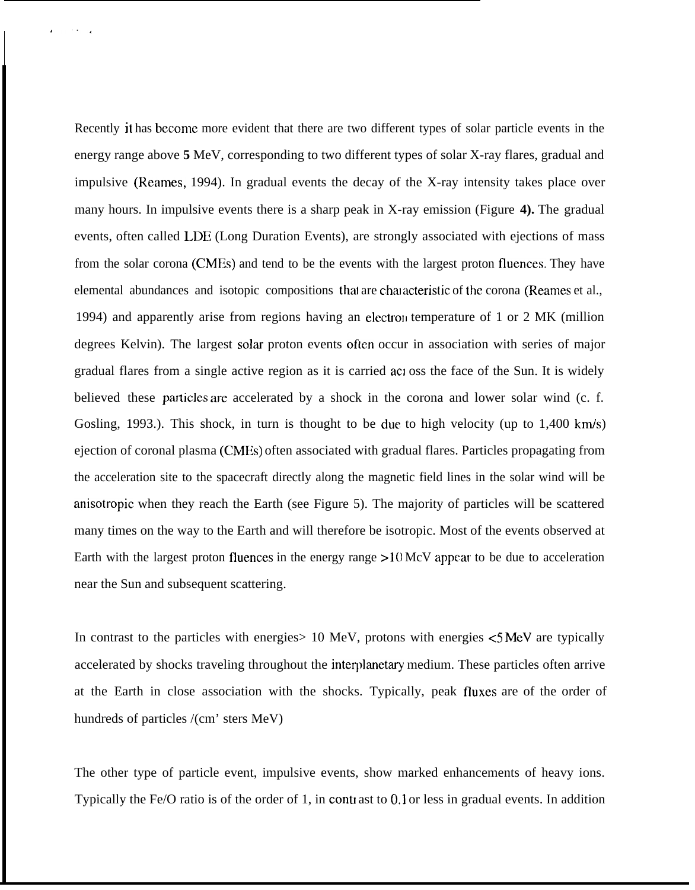Recently it has become more evident that there are two different types of solar particle events in the energy range above **5** MeV, corresponding to two different types of solar X-ray flares, gradual and impulsive (Reames, 1994). In gradual events the decay of the X-ray intensity takes place over many hours. In impulsive events there is a sharp peak in X-ray emission (Figure **4).** The gradual events, often called LDE (Long Duration Events), are strongly associated with ejections of mass from the solar corona (CMEs) and tend to be the events with the largest proton fluences. They have elemental abundances and isotopic compositions that are characteristic of the corona (Reames et al., 1994) and apparently arise from regions having an electron temperature of 1 or 2 MK (million degrees Kelvin). The largest solar proton events often occur in association with series of major gradual flares from a single active region as it is carried across the face of the Sun. It is widely believed these particles are accelerated by a shock in the corona and lower solar wind (c. f. Gosling, 1993.). This shock, in turn is thought to be due to high velocity (up to 1,400 km/s) ejection of coronal plasma (CMEs) often associated with gradual flares. Particles propagating from the acceleration site to the spacecraft directly along the magnetic field lines in the solar wind will be anisotropic when they reach the Earth (see Figure 5). The majority of particles will be scattered many times on the way to the Earth and will therefore be isotropic. Most of the events observed at Earth with the largest proton fluences in the energy range >10 McV appear to be due to acceleration near the Sun and subsequent scattering.

In contrast to the particles with energies> 10 MeV, protons with energies <5 MeV are typically accelerated by shocks traveling throughout the interplanetary medium. These particles often arrive at the Earth in close association with the shocks. Typically, peak fluxes are of the order of hundreds of particles /(cm' sters MeV)

The other type of particle event, impulsive events, show marked enhancements of heavy ions. Typically the Fe/O ratio is of the order of 1, in contrast to 0.1 or less in gradual events. In addition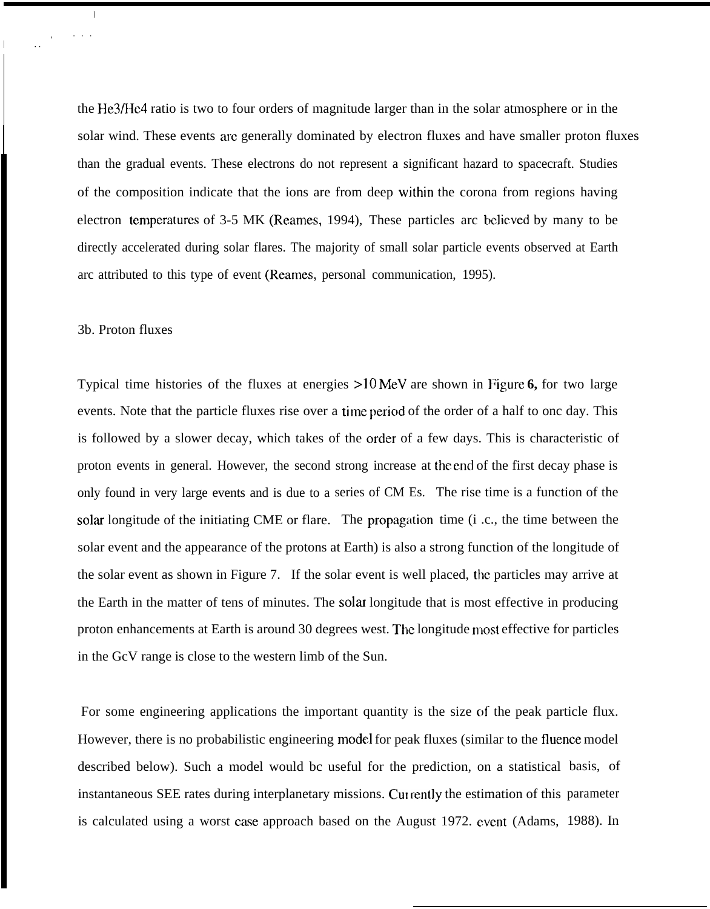the He3/He4 ratio is two to four orders of magnitude larger than in the solar atmosphere or in the solar wind. These events arc generally dominated by electron fluxes and have smaller proton fluxes than the gradual events. These electrons do not represent a significant hazard to spacecraft. Studies of the composition indicate that the ions are from deep within the corona from regions having electron temperatures of 3-5 MK (Reames, 1994), These particles arc believed by many to be directly accelerated during solar flares. The majority of small solar particle events observed at Earth arc attributed to this type of event (Reames, personal communication, 1995).

3b. Proton fluxes

Typical time histories of the fluxes at energies >10 MeV are shown in Figure **6,** for two large events. Note that the particle fluxes rise over a time period of the order of a half to onc day. This is followed by a slower decay, which takes of the order of a few days. This is characteristic of proton events in general. However, the second strong increase at the end of the first decay phase is only found in very large events and is due to a series of CM Es. The rise time is a function of the solar longitude of the initiating CME or flare. The propagation time (i .c., the time between the solar event and the appearance of the protons at Earth) is also a strong function of the longitude of the solar event as shown in Figure 7. If the solar event is well placed, the particles may arrive at the Earth in the matter of tens of minutes. The solar longitude that is most effective in producing proton enhancements at Earth is around 30 degrees west. The longitude most effective for particles in the GcV range is close to the western limb of the Sun.

For some engineering applications the important quantity is the size of the peak particle flux. However, there is no probabilistic engineering model for peak fluxes (similar to the fluence model described below). Such a model would bc useful for the prediction, on a statistical basis, of instantaneous SEE rates during interplanetary missions. Currently the estimation of this parameter is calculated using a worst case approach based on the August 1972. event (Adams, 1988). In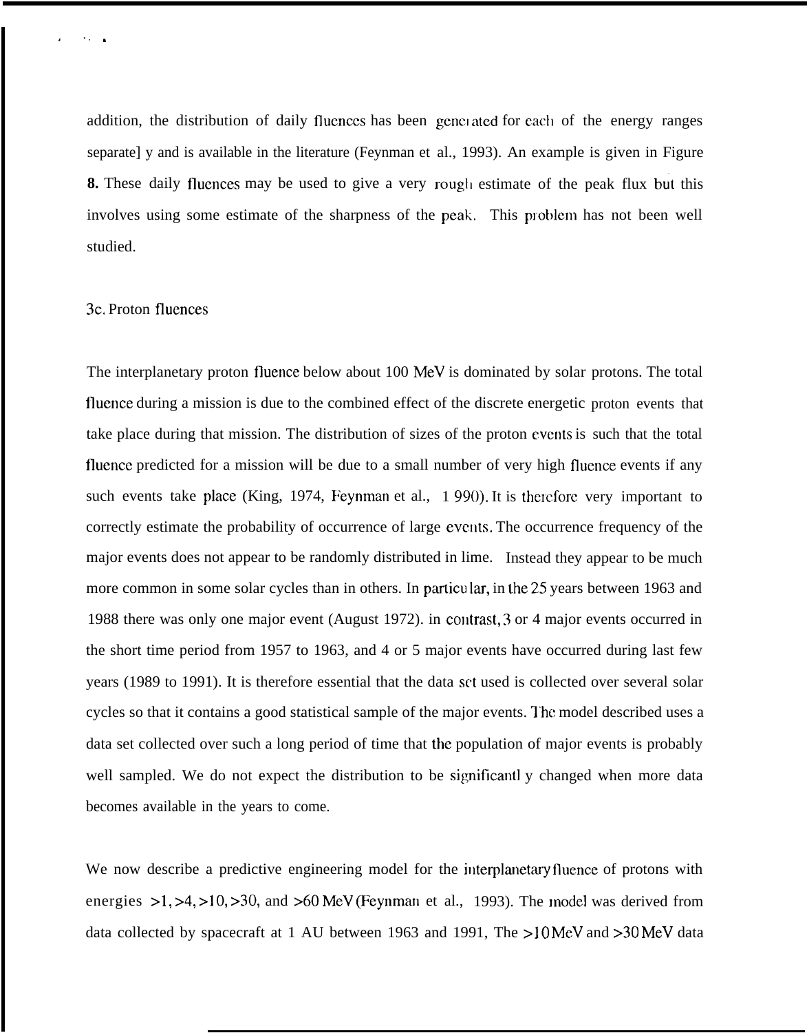addition, the distribution of daily fluences has been generated for each of the energy ranges separately and is available in the literature (Feynman et al., 1993). An example is given in Figure **8.** These daily fluences may be used to give a very rough estimate of the peak flux but this involves using some estimate of the sharpness of the peak. This problem has not been well studied.

3c. Proton fluences

The interplanetary proton fluence below about 100 MeV is dominated by solar protons. The total fluence during a mission is due to the combined effect of the discrete energetic proton events that take place during that mission. The distribution of sizes of the proton events is such that the total fluence predicted for a mission will be due to a small number of very high fluence events if any such events take place (King, 1974, Feynman et al., 1990). It is therefore very important to correctly estimate the probability of occurrence of large events. The occurrence frequency of the major events does not appear to be randomly distributed in lime. Instead they appear to be much more common in some solar cycles than in others. In particular, in the 25 years between 1963 and 1988 there was only one major event (August 1972). in contrast, 3 or 4 major events occurred in the short time period from 1957 to 1963, and 4 or 5 major events have occurred during last few years (1989 to 1991). It is therefore essential that the data set used is collected over several solar cycles so that it contains a good statistical sample of the major events. The model described uses a data set collected over such a long period of time that the population of major events is probably well sampled. We do not expect the distribution to be significantly changed when more data becomes available in the years to come.

We now describe a predictive engineering model for the interplanetary fluence of protons with energies >1, >4, >10, >30, and >60 MeV (Feynman et al., 1993). The model was derived from data collected by spacecraft at 1 AU between 1963 and 1991, The >10 MeV and >30 MeV data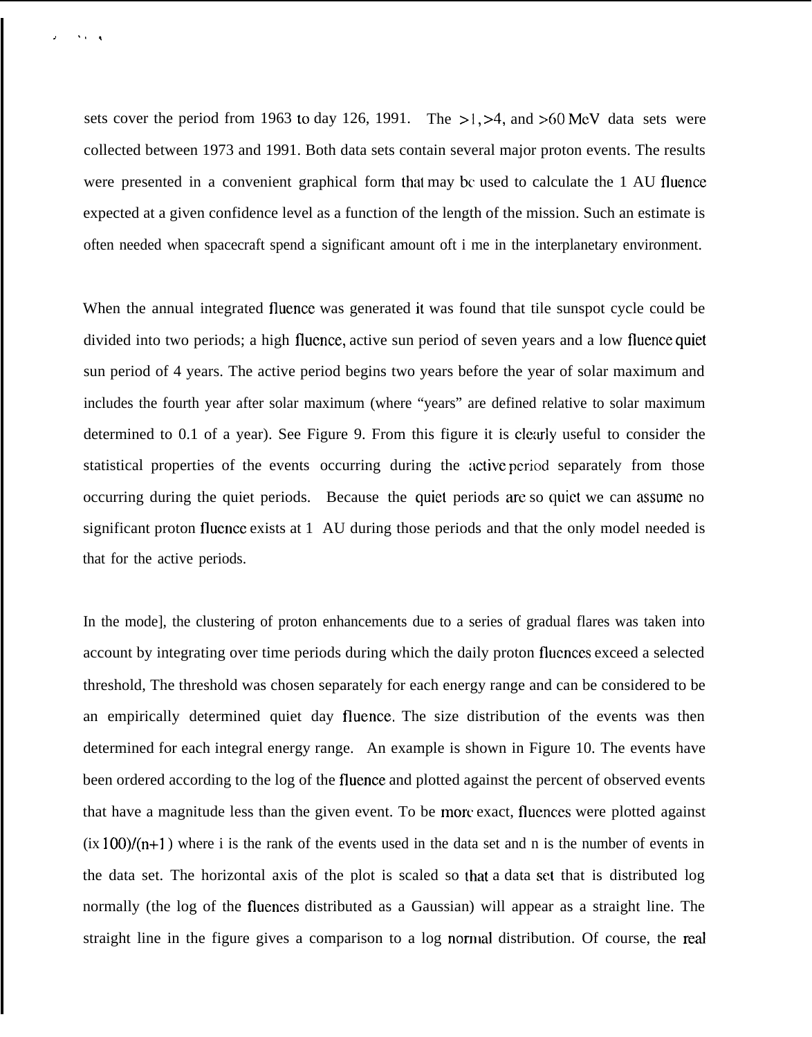sets cover the period from 1963 to day 126, 1991. The >1, >4, and >60 MeV data sets were collected between 1973 and 1991. Both data sets contain several major proton events. The results were presented in a convenient graphical form that may be used to calculate the 1 AU fluence expected at a given confidence level as a function of the length of the mission. Such an estimate is often needed when spacecraft spend a significant amount oft i me in the interplanetary environment.

When the annual integrated fluence was generated it was found that tile sunspot cycle could be divided into two periods; a high fluence, active sun period of seven years and a low fluence quiet sun period of 4 years. The active period begins two years before the year of solar maximum and includes the fourth year after solar maximum (where "years" are defined relative to solar maximum determined to 0.1 of a year). See Figure 9. From this figure it is clearly useful to consider the statistical properties of the events occurring during the active period separately from those occurring during the quiet periods. Because the quiet periods are so quiet we can assume no significant proton fluence exists at 1 AU during those periods and that the only model needed is that for the active periods.

In the mode], the clustering of proton enhancements due to a series of gradual flares was taken into account by integrating over time periods during which the daily proton fluences exceed a selected threshold, The threshold was chosen separately for each energy range and can be considered to be an empirically determined quiet day fluence. The size distribution of the events was then determined for each integral energy range. An example is shown in Figure 10. The events have been ordered according to the log of the fluence and plotted against the percent of observed events that have a magnitude less than the given event. To be more exact, fluences were plotted against $(i \times 100)/(n+1)$ where i is the rank of the events used in the data set and n is the number of events in the data set. The horizontal axis of the plot is scaled so that a data set that is distributed log normally (the log of the fluences distributed as a Gaussian) will appear as a straight line. The straight line in the figure gives a comparison to a log normal distribution. Of course, the real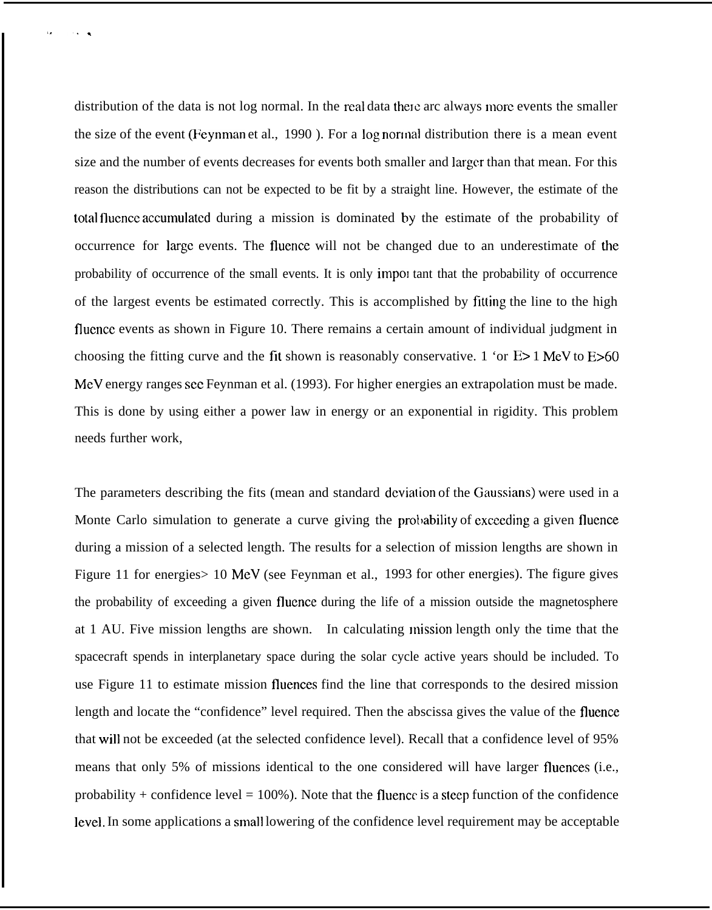distribution of the data is not log normal. In the real data there are always more events the smaller the size of the event (Feynman et al., 1990 ). For a log normal distribution there is a mean event size and the number of events decreases for events both smaller and larger than that mean. For this reason the distributions can not be expected to be fit by a straight line. However, the estimate of the total fluence accumulated during a mission is dominated by the estimate of the probability of occurrence for large events. The fluence will not be changed due to an underestimate of the probability of occurrence of the small events. It is only important that the probability of occurrence of the largest events be estimated correctly. This is accomplished by fitting the line to the high fluence events as shown in Figure 10. There remains a certain amount of individual judgment in choosing the fitting curve and the fit shown is reasonably conservative. For E> 1 MeV to E>60 MeV energy ranges see Feynman et al. (1993). For higher energies an extrapolation must be made. This is done by using either a power law in energy or an exponential in rigidity. This problem needs further work,

The parameters describing the fits (mean and standard deviation of the Gaussians) were used in a Monte Carlo simulation to generate a curve giving the probability of exceeding a given fluence during a mission of a selected length. The results for a selection of mission lengths are shown in Figure 11 for energies> 10 MeV (see Feynman et al., 1993 for other energies). The figure gives the probability of exceeding a given fluence during the life of a mission outside the magnetosphere at 1 AU. Five mission lengths are shown. In calculating mission length only the time that the spacecraft spends in interplanetary space during the solar cycle active years should be included. To use Figure 11 to estimate mission fluences find the line that corresponds to the desired mission length and locate the "confidence" level required. Then the abscissa gives the value of the fluence that will not be exceeded (at the selected confidence level). Recall that a confidence level of 95% means that only 5% of missions identical to the one considered will have larger fluences (i.e., probability + confidence level = 100%). Note that the fluence is a steep function of the confidence level. In some applications a small lowering of the confidence level requirement may be acceptable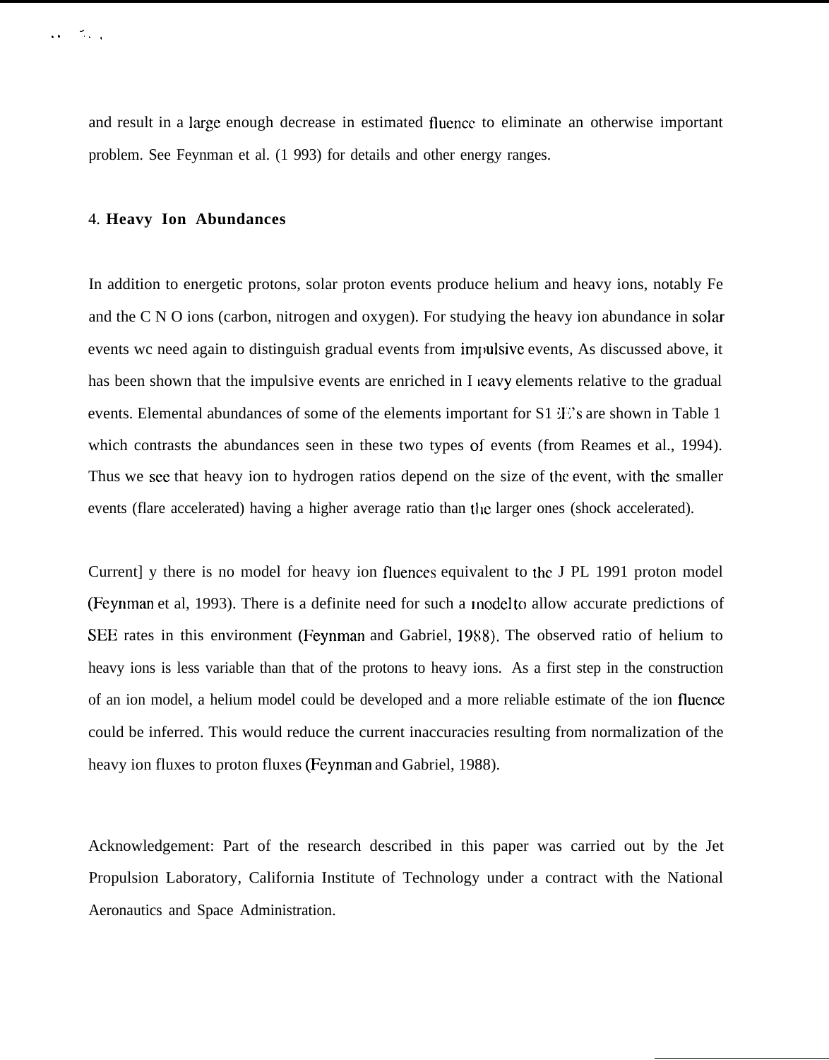and result in a large enough decrease in estimated fluence to eliminate an otherwise important problem. See Feynman et al. (1 993) for details and other energy ranges.

## 4. **Heavy Ion Abundances**

In addition to energetic protons, solar proton events produce helium and heavy ions, notably Fe and the C N O ions (carbon, nitrogen and oxygen). For studying the heavy ion abundance in solar events wc need again to distinguish gradual events from impulsive events, As discussed above, it has been shown that the impulsive events are enriched in heavy elements relative to the gradual events. Elemental abundances of some of the elements important for SEE's are shown in Table 1 which contrasts the abundances seen in these two types of events (from Reames et al., 1994). Thus we see that heavy ion to hydrogen ratios depend on the size of the event, with the smaller events (flare accelerated) having a higher average ratio than the larger ones (shock accelerated).

Current] y there is no model for heavy ion fluences equivalent to the J PL 1991 proton model (Feynman et al, 1993). There is a definite need for such a model to allow accurate predictions of SEE rates in this environment (Feynman and Gabriel, 1988). The observed ratio of helium to heavy ions is less variable than that of the protons to heavy ions. As a first step in the construction of an ion model, a helium model could be developed and a more reliable estimate of the ion fluence could be inferred. This would reduce the current inaccuracies resulting from normalization of the heavy ion fluxes to proton fluxes (Feynman and Gabriel, 1988).

Acknowledgement: Part of the research described in this paper was carried out by the Jet Propulsion Laboratory, California Institute of Technology under a contract with the National Aeronautics and Space Administration.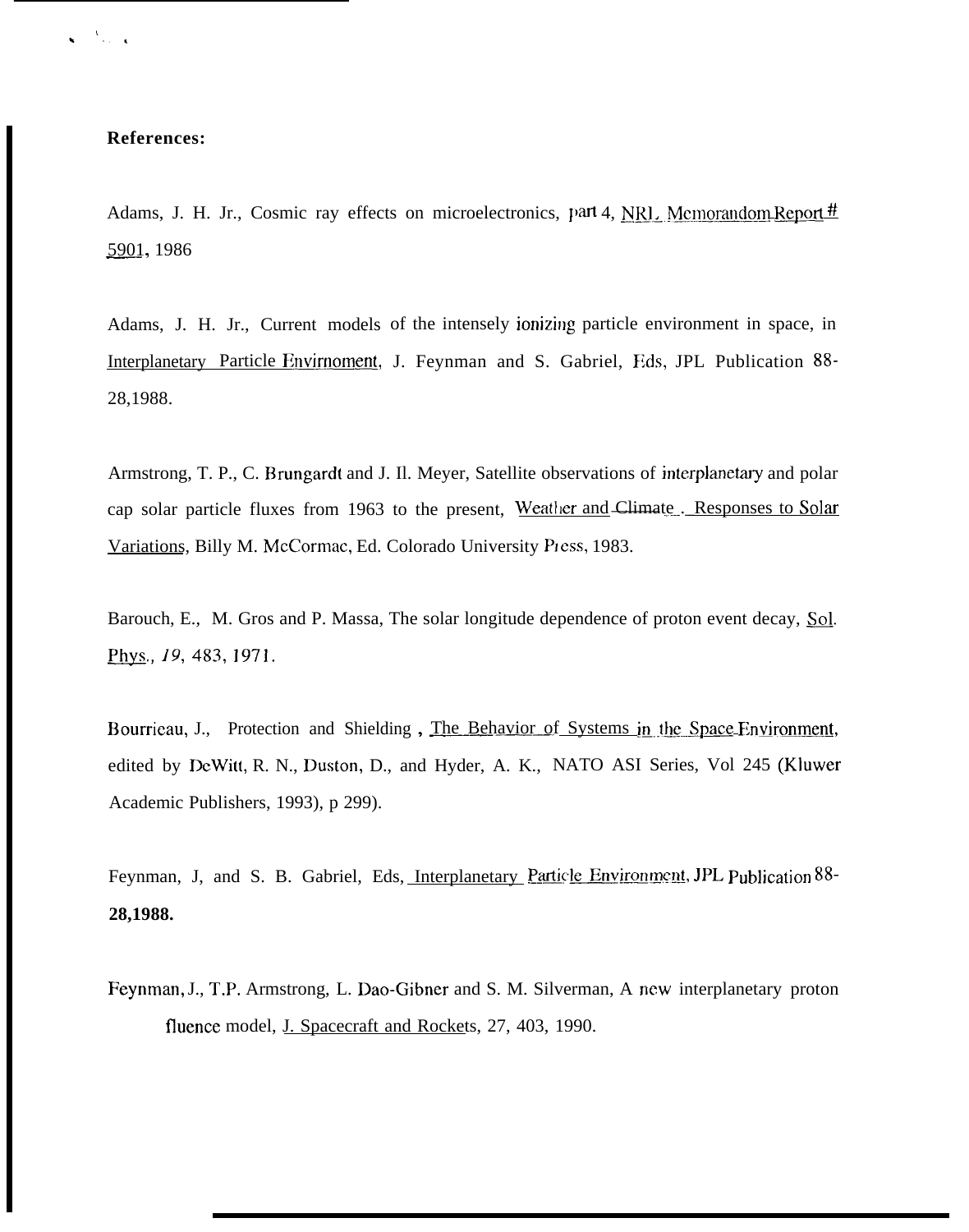**References:**

Adams, J. H. Jr., Cosmic ray effects on microelectronics, part 4, NRL Memorandom Report # 5901, 1986

Adams, J. H. Jr., Current models of the intensely ionizing particle environment in space, in Interplanetary Particle Envirnoment, J. Feynman and S. Gabriel, Eds, JPL Publication 88-28,1988.

Armstrong, T. P., C. Brungardt and J. Il. Meyer, Satellite observations of interplanetary and polar cap solar particle fluxes from 1963 to the present, Weather and Climate . Responses to Solar Variations, Billy M. McCormac, Ed. Colorado University Press, 1983.

Barouch, E., M. Gros and P. Massa, The solar longitude dependence of proton event decay, Sol. Phys., *19*, 483, 1971.

Bourrieau, J., Protection and Shielding , The Behavior of Systems in the Space Environment, edited by DeWitt, R. N., Duston, D., and Hyder, A. K., NATO ASI Series, Vol 245 (Kluwer Academic Publishers, 1993), p 299).

Feynman, J, and S. B. Gabriel, Eds, Interplanetary Particle Environment, JPL Publication 88-**28,1988.**

Feynman, J., T.P. Armstrong, L. Dao-Gibner and S. M. Silverman, A new interplanetary proton fluence model, J. Spacecraft and Rockets, 27, 403, 1990.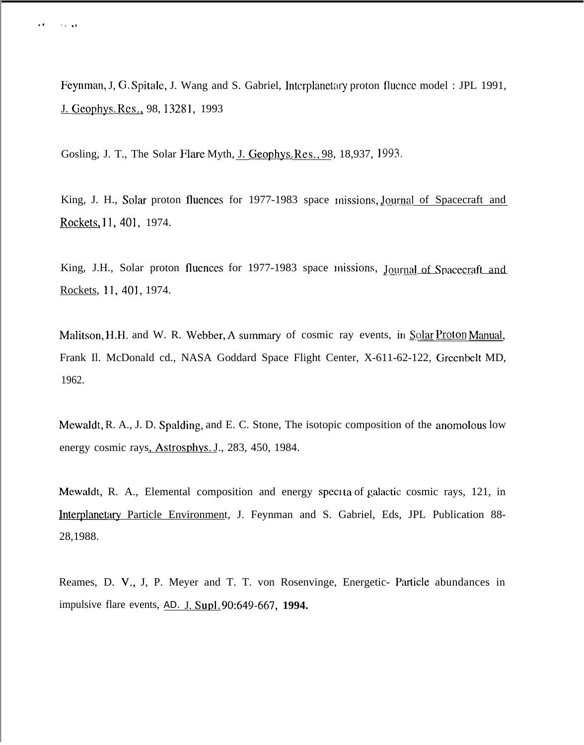Feynman, J, G. Spitale, J. Wang and S. Gabriel, Interplanetary proton fluence model : JPL 1991, J. Geophys. Res., 98, 13281, 1993

Gosling, J. T., The Solar Flare Myth, J. Geophys. Res., 98, 18,937, 1993.

King, J. H., Solar proton fluences for 1977-1983 space missions, Journal of Spacecraft and Rockets, 11, 401, 1974.

King, J.H., Solar proton fluences for 1977-1983 space missions, Journal of Spacecraft and Rockets, 11, 401, 1974.

Malitson, H.H. and W. R. Webber, A summary of cosmic ray events, in Solar Proton Manual, Frank Il. McDonald cd., NASA Goddard Space Flight Center, X-611-62-122, Greenbelt MD, 1962.

Mewaldt, R. A., J. D. Spalding, and E. C. Stone, The isotopic composition of the anomolous low energy cosmic rays, Astrosphys. J., 283, 450, 1984.

Mewaldt, R. A., Elemental composition and energy spectra of galactic cosmic rays, 121, in Interplanetary Particle Environment, J. Feynman and S. Gabriel, Eds, JPL Publication 88-28,1988.

Reames, D. V., J, P. Meyer and T. T. von Rosenvinge, Energetic- Particle abundances in impulsive flare events, AD. J. Supl. 90:649-667, **1994.**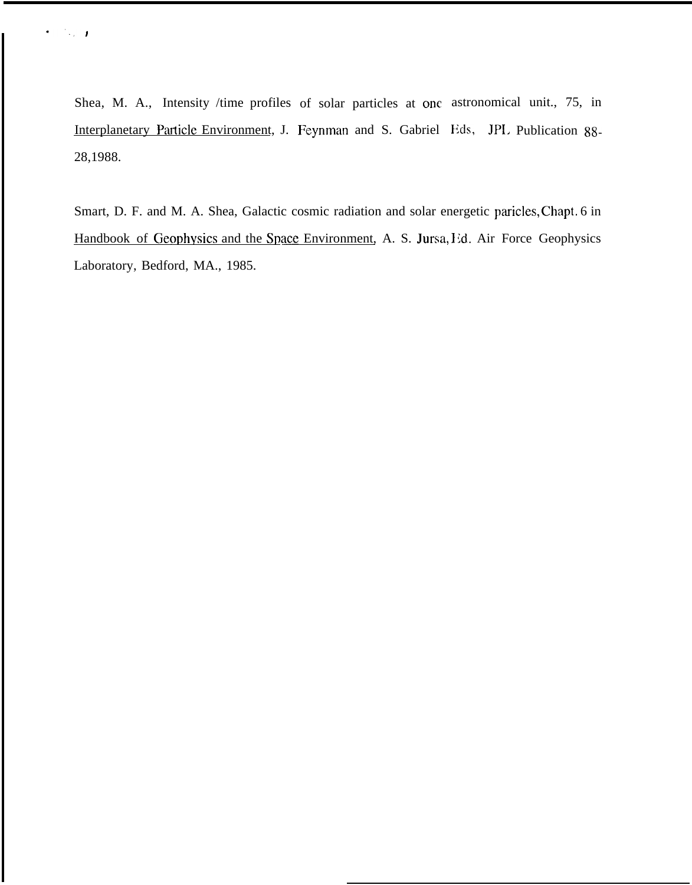Shea, M. A., Intensity /time profiles of solar particles at onc astronomical unit., 75, in Interplanetary Particle Environment, J. Feynman and S. Gabriel Eds, JPL Publication 88-28,1988.

Smart, D. F. and M. A. Shea, Galactic cosmic radiation and solar energetic paricles, Chapt. 6 in Handbook of Geophysics and the Space Environment, A. S. Jursa, Ed. Air Force Geophysics Laboratory, Bedford, MA., 1985.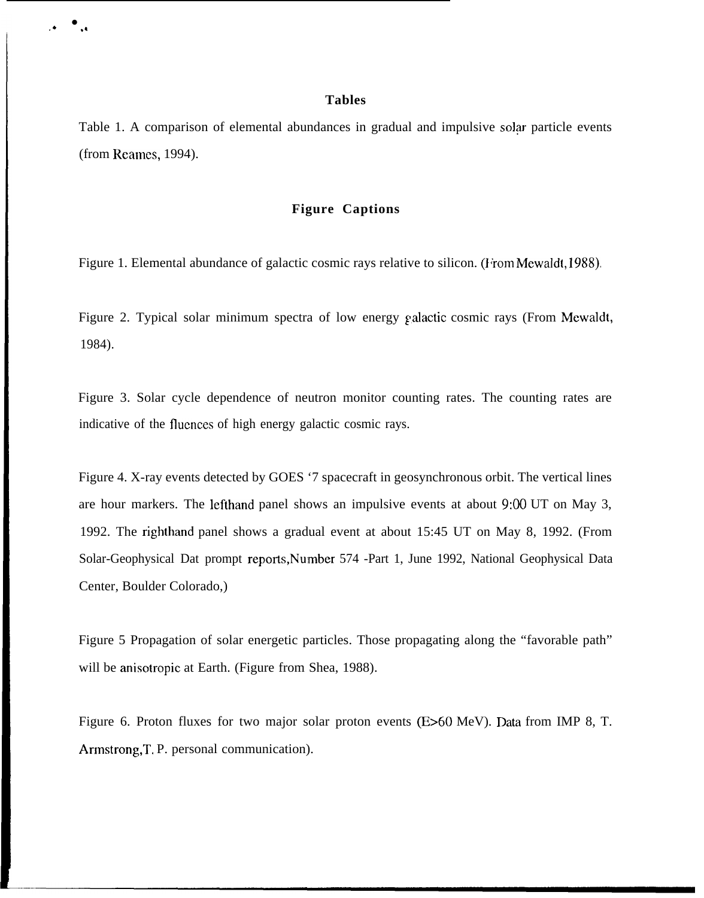## Tables

Table 1. A comparison of elemental abundances in gradual and impulsive solar particle events (from Reames, 1994).

## Figure Captions

Figure 1. Elemental abundance of galactic cosmic rays relative to silicon. (From Mewaldt, 1988).

Figure 2. Typical solar minimum spectra of low energy galactic cosmic rays (From Mewaldt, 1984).

Figure 3. Solar cycle dependence of neutron monitor counting rates. The counting rates are indicative of the fluences of high energy galactic cosmic rays.

Figure 4. X-ray events detected by GOES '7 spacecraft in geosynchronous orbit. The vertical lines are hour markers. The lefthand panel shows an impulsive events at about 9:00 UT on May 3, 1992. The righthand panel shows a gradual event at about 15:45 UT on May 8, 1992. (From Solar-Geophysical Dat prompt reports, Number 574 -Part 1, June 1992, National Geophysical Data Center, Boulder Colorado,)

Figure 5 Propagation of solar energetic particles. Those propagating along the "favorable path" will be anisotropic at Earth. (Figure from Shea, 1988).

Figure 6. Proton fluxes for two major solar proton events (E>60 MeV). Data from IMP 8, T. Armstrong, T. P. personal communication).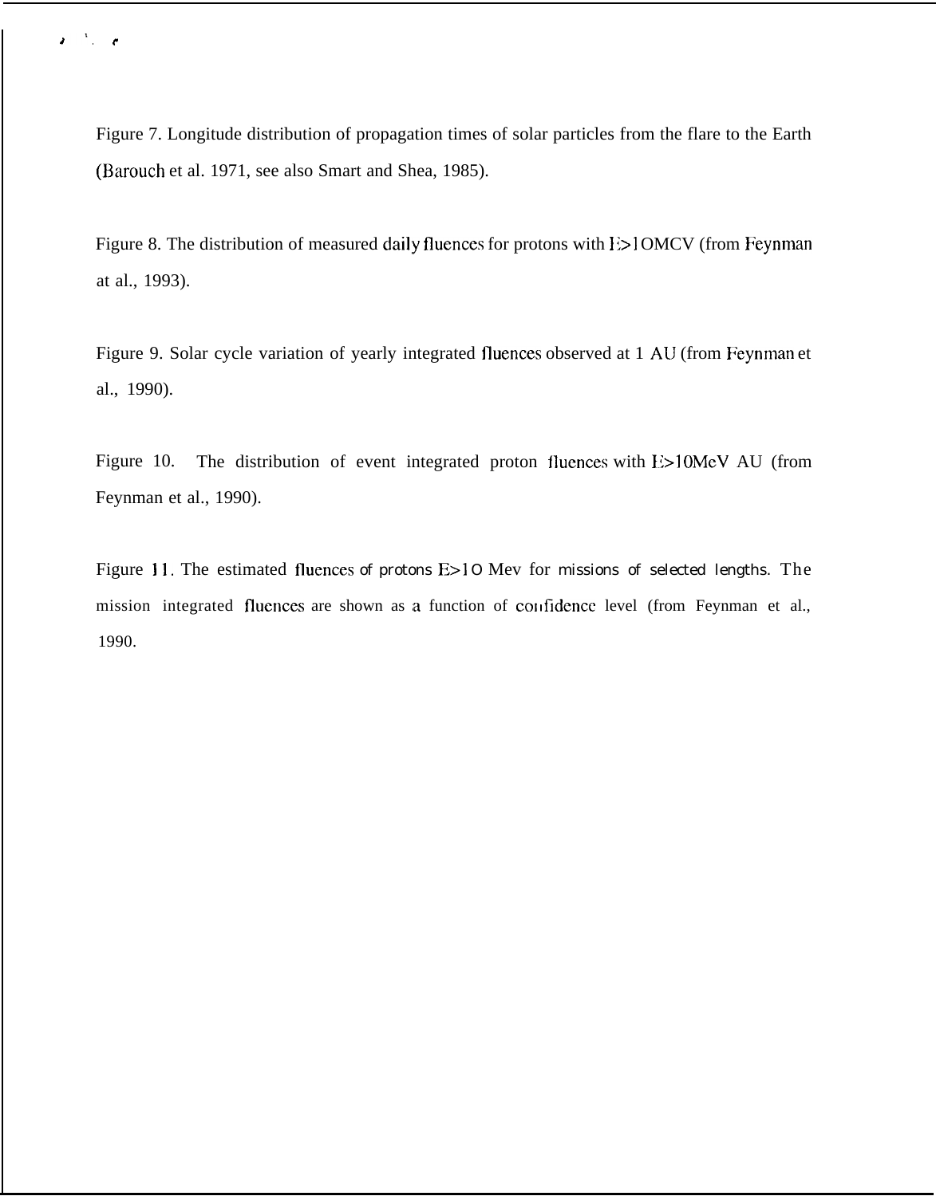Figure 7. Longitude distribution of propagation times of solar particles from the flare to the Earth (Barouch et al. 1971, see also Smart and Shea, 1985).

Figure 8. The distribution of measured daily fluences for protons with E>1OMCV (from Feynman at al., 1993).

Figure 9. Solar cycle variation of yearly integrated fluences observed at 1 AU (from Feynman et al., 1990).

Figure 10. The distribution of event integrated proton fluences with E>10MeV AU (from Feynman et al., 1990).

Figure 11. The estimated fluences of protons E>1O Mev for missions of selected lengths. The mission integrated fluences are shown as a function of confidence level (from Feynman et al., 1990.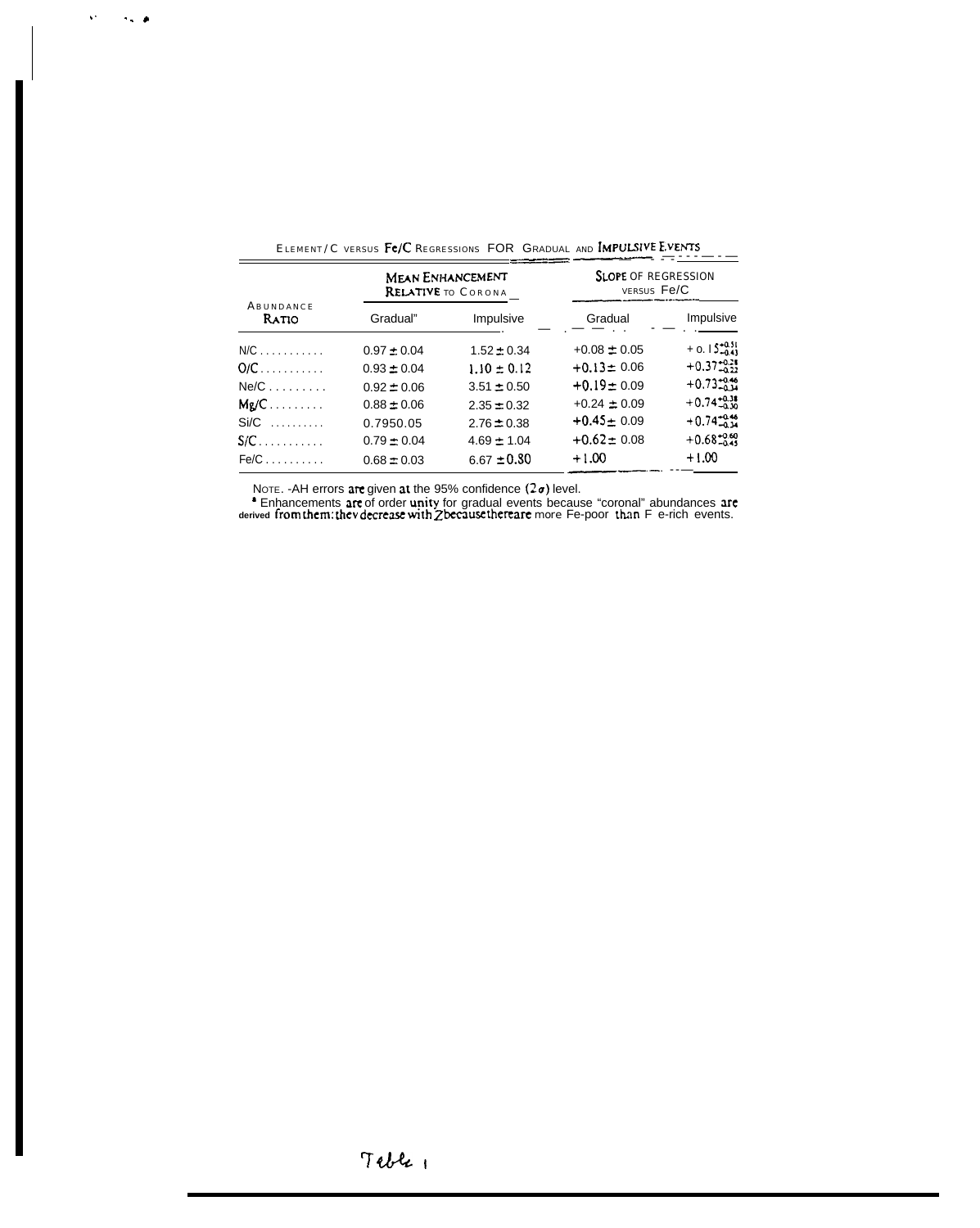ELEMENT/C VERSUS Fe/C REGRESSIONS FOR GRADUAL AND IMPULSIVE EVENTS

| Abundance Ratio | Mean Enhancement Relative to Corona | | Slope of Regression versus Fe/C | |
|---|---|---|---|---|
| | Gradual[a] | Impulsive | Gradual | Impulsive |
| N/C | $0.97 \pm 0.04$ | $1.52 \pm 0.34$ | $+0.08 \pm 0.05$ | $+0.15^{+0.51}_{-0.43}$ |
| O/C | $0.93 \pm 0.04$ | $1.10 \pm 0.12$ | $+0.13 \pm 0.06$ | $+0.37^{+0.28}_{-0.22}$ |
| Ne/C | $0.92 \pm 0.06$ | $3.51 \pm 0.50$ | $+0.19 \pm 0.09$ | $+0.73^{+0.46}_{-0.34}$ |
| Mg/C | $0.88 \pm 0.06$ | $2.35 \pm 0.32$ | $+0.24 \pm 0.09$ | $+0.74^{+0.38}_{-0.30}$ |
| Si/C | $0.79 \pm 0.05$ | $2.76 \pm 0.38$ | $+0.45 \pm 0.09$ | $+0.74^{+0.46}_{-0.34}$ |
| S/C | $0.79 \pm 0.04$ | $4.69 \pm 1.04$ | $+0.62 \pm 0.08$ | $+0.68^{+0.60}_{-0.45}$ |
| Fe/C | $0.68 \pm 0.03$ | $6.67 \pm 0.80$ | $+1.00$ | $+1.00$ |

NOTE. -All errors are given at the 95% confidence ($2\sigma$) level.

[a] Enhancements are of order unity for gradual events because "coronal" abundances are derived from them: they decrease with $Z$ because there are more Fe-poor than Fe-rich events.

Table 1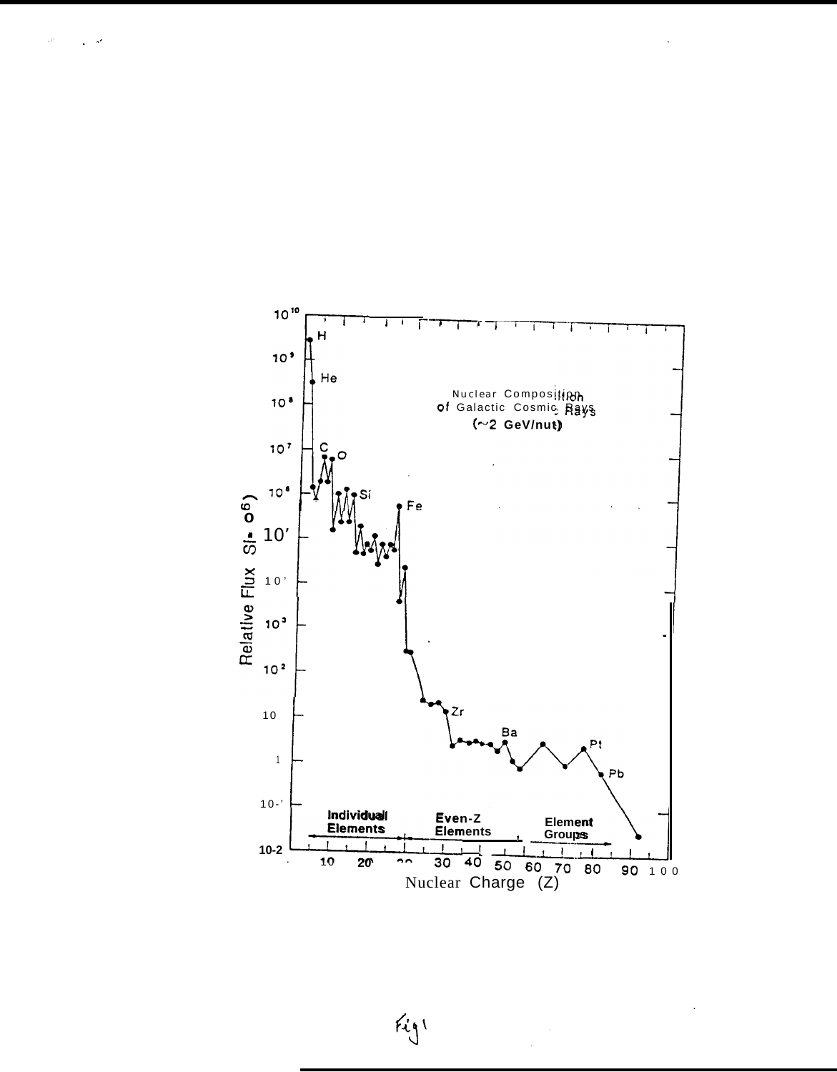Fig 1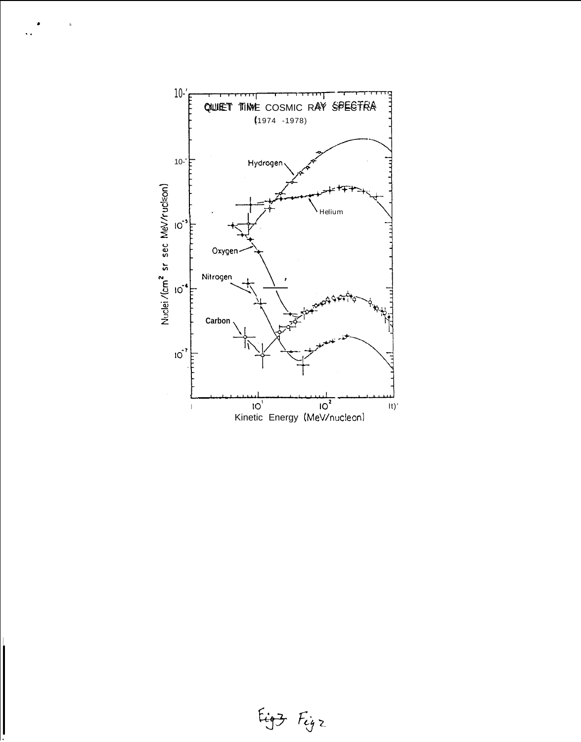QUIET TIME COSMIC RAY SPECTRA

(1974 -1978)

Hydrogen

Helium

Oxygen

Nitrogen

Carbon

Nuclei /(cm² sr sec MeV/nucleon)

Kinetic Energy (MeV/nucleon)

Fig 3 Fig 2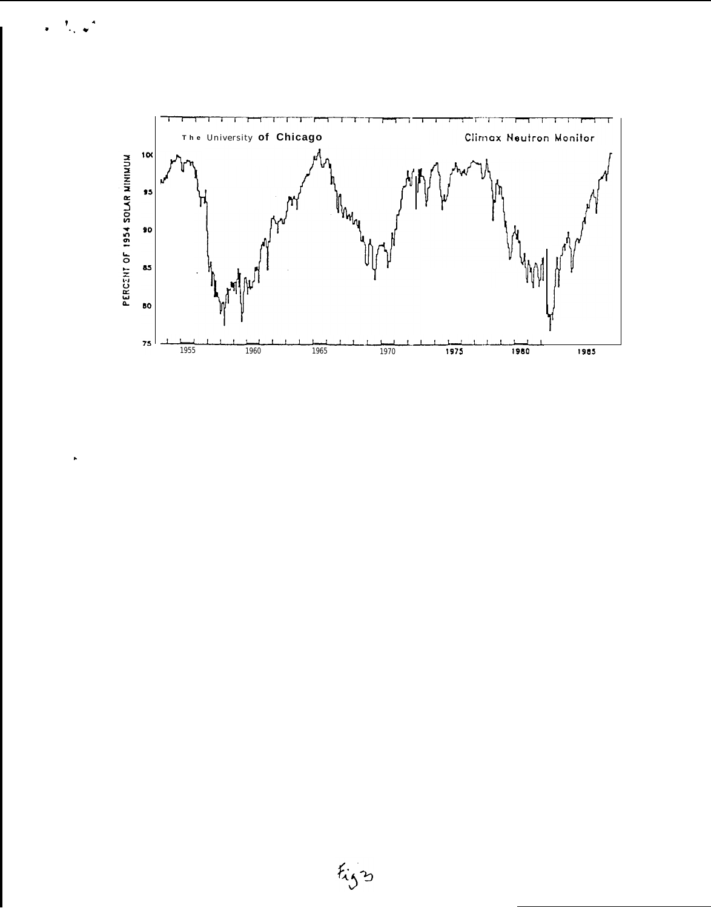The University of Chicago — Climax Neutron Monitor

PERCENT OF 1954 SOLAR MINIMUM

Fig 3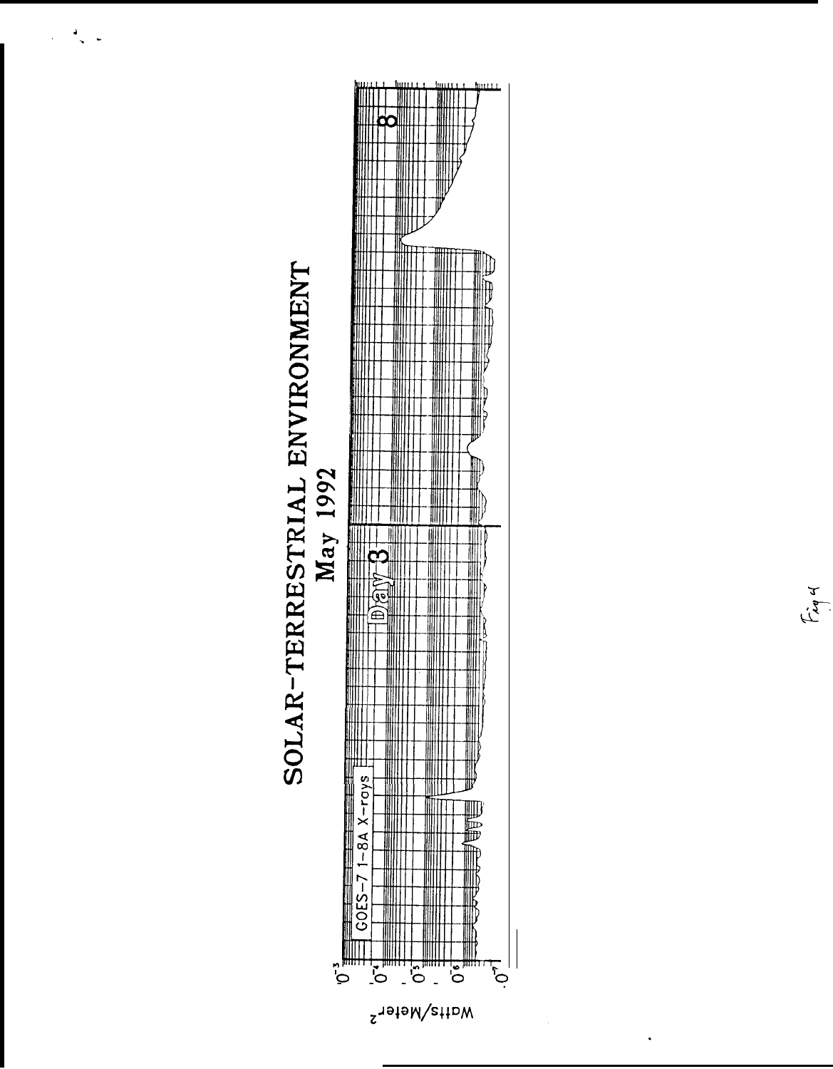# SOLAR-TERRESTRIAL ENVIRONMENT

## May 1992

GOES-7 1–8A X-rays

Day 3

8

$10^{-3}$

$10^{-4}$

$10^{-5}$

$10^{-6}$

$10^{-7}$

Watts/Meter$^{2}$

Fig 4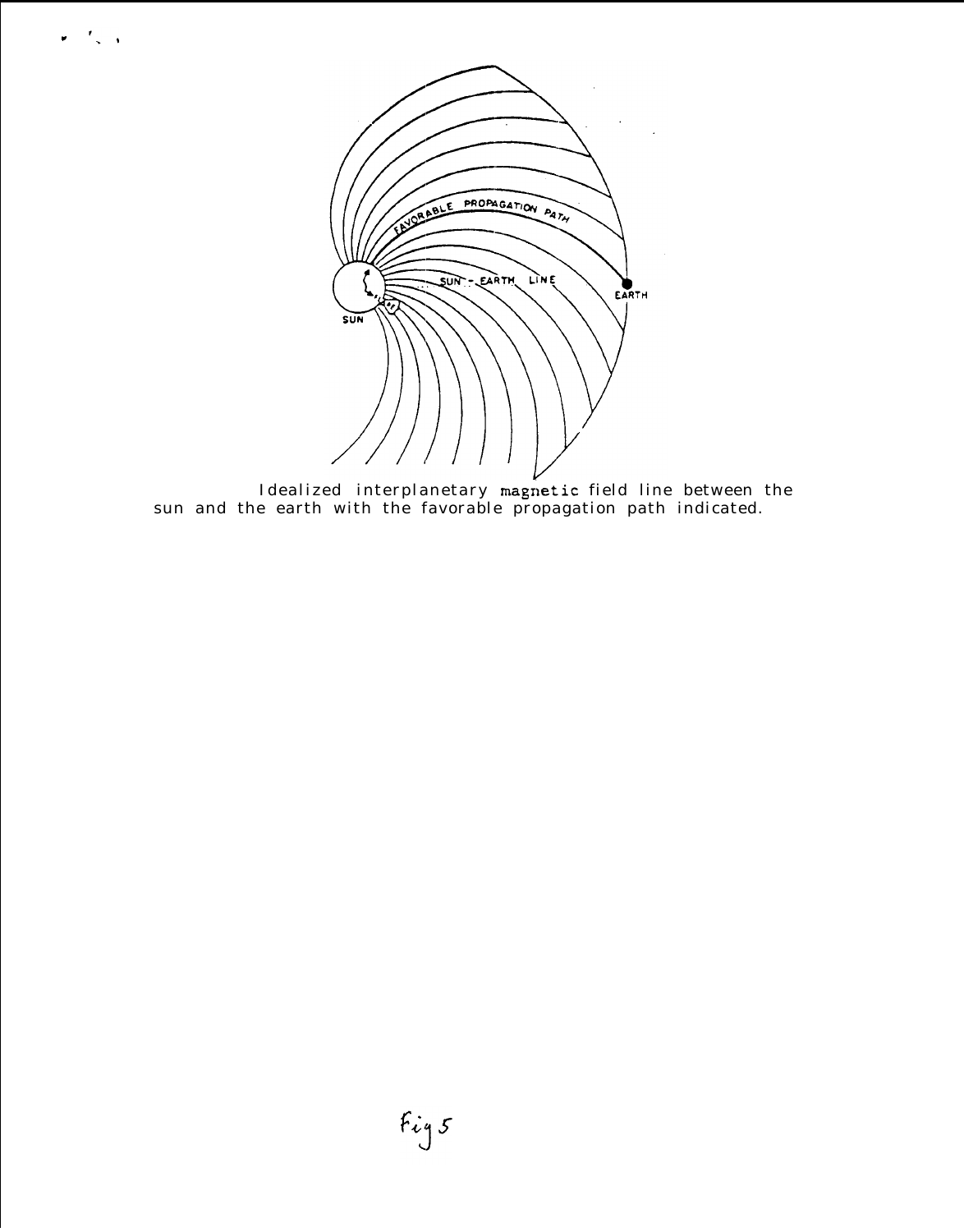Idealized interplanetary magnetic field line between the sun and the earth with the favorable propagation path indicated.

Fig 5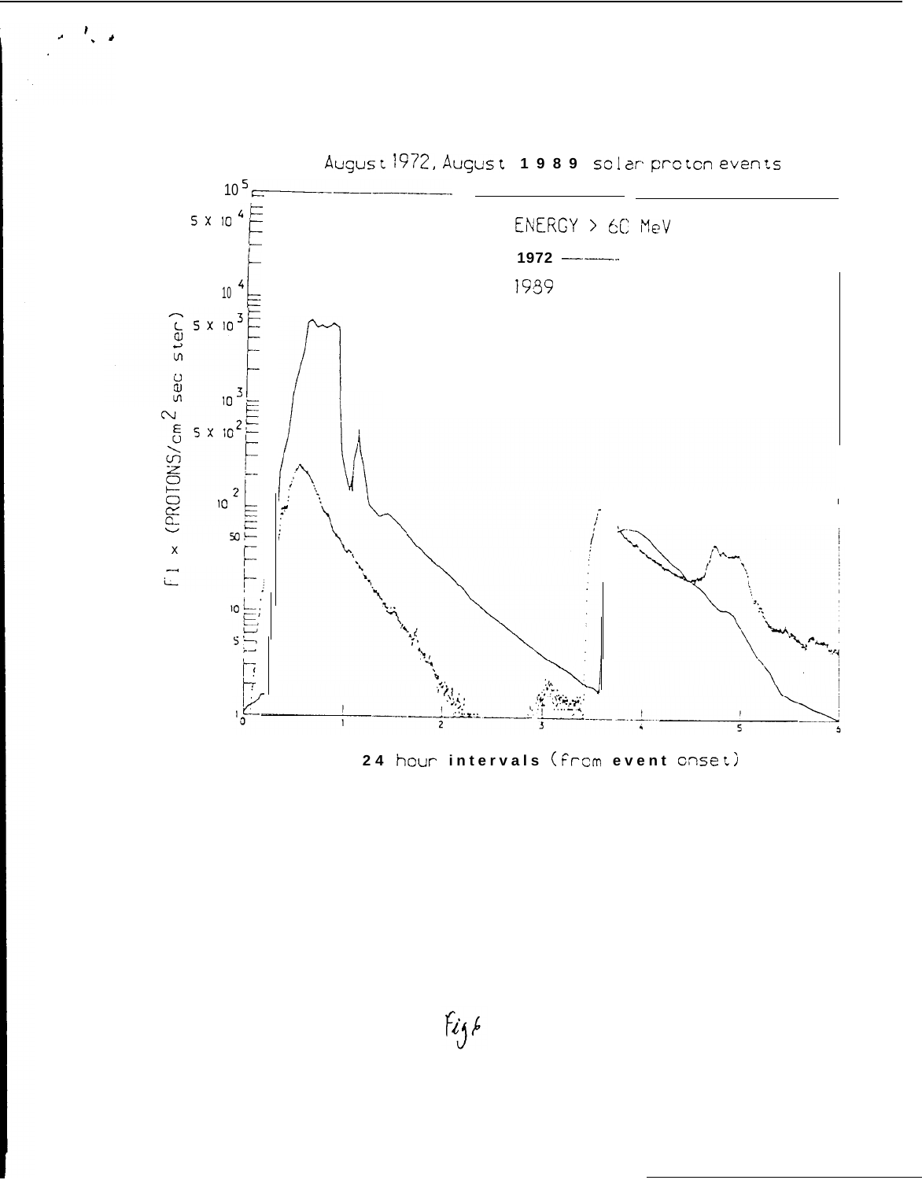August 1972, August **1989** solar proton events

ENERGY > 60 MeV

**1972** ————

1989

Fl x (PROTONS/cm$^2$ sec ster)

**24** hour **intervals** (from **event** onset)

Fig 6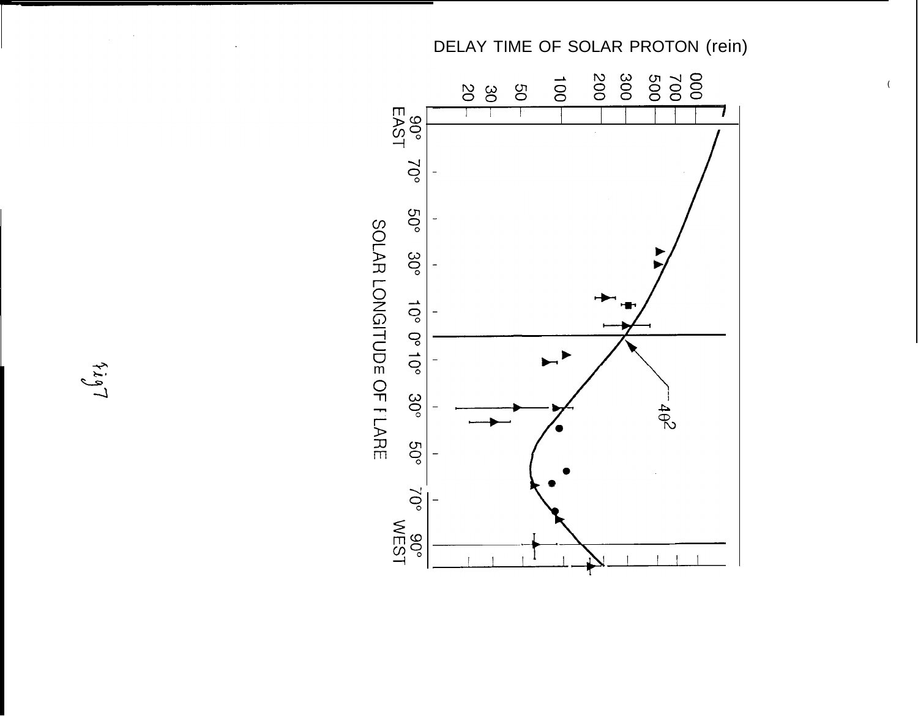DELAY TIME OF SOLAR PROTON (rein)

1000
700
500
300
200
100
50
30
20

90° EAST 70° 50° 30° 10° 0° 10° 30° 50° 70° 90° WEST

SOLAR LONGITUDE OF FLARE

$4\theta^2$

Fig 7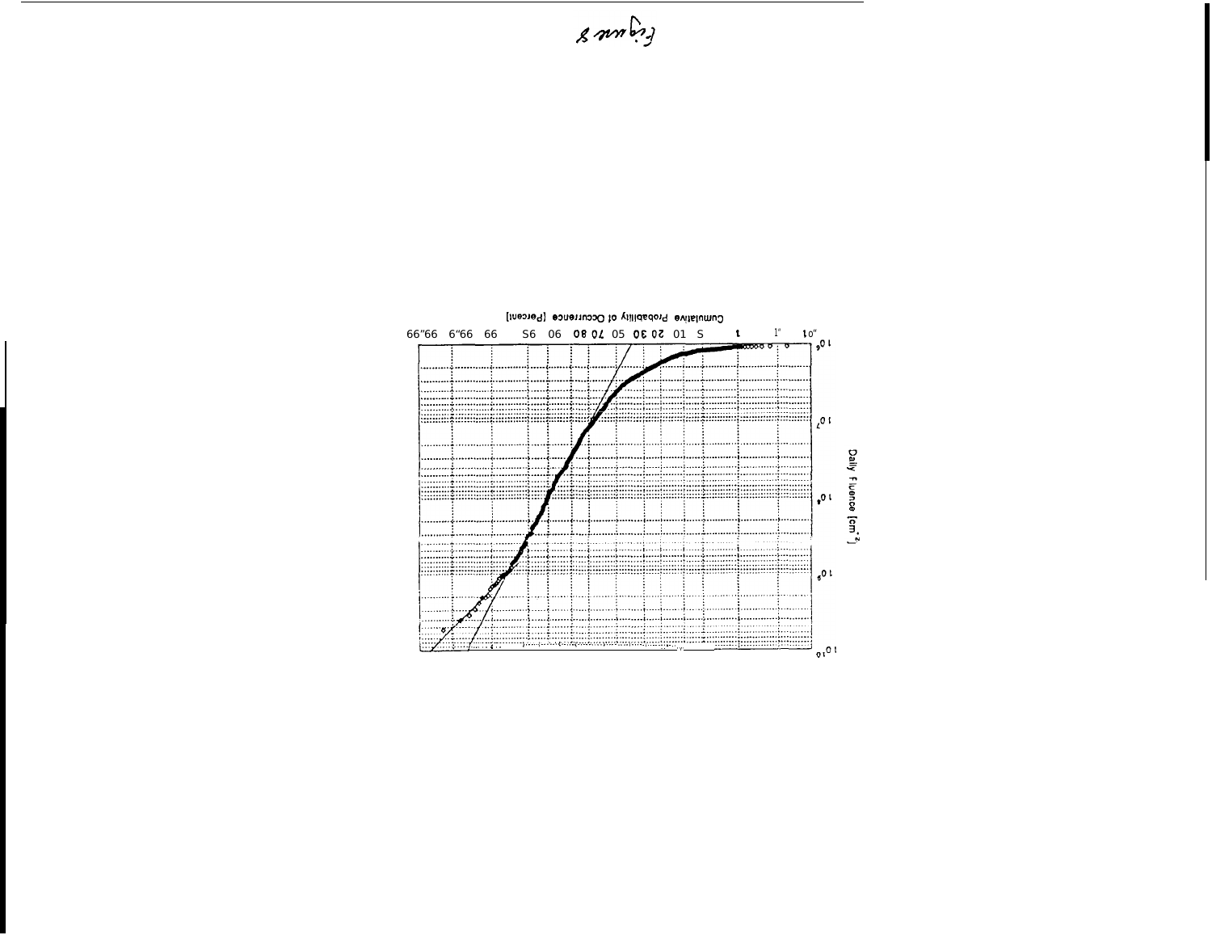Figure 8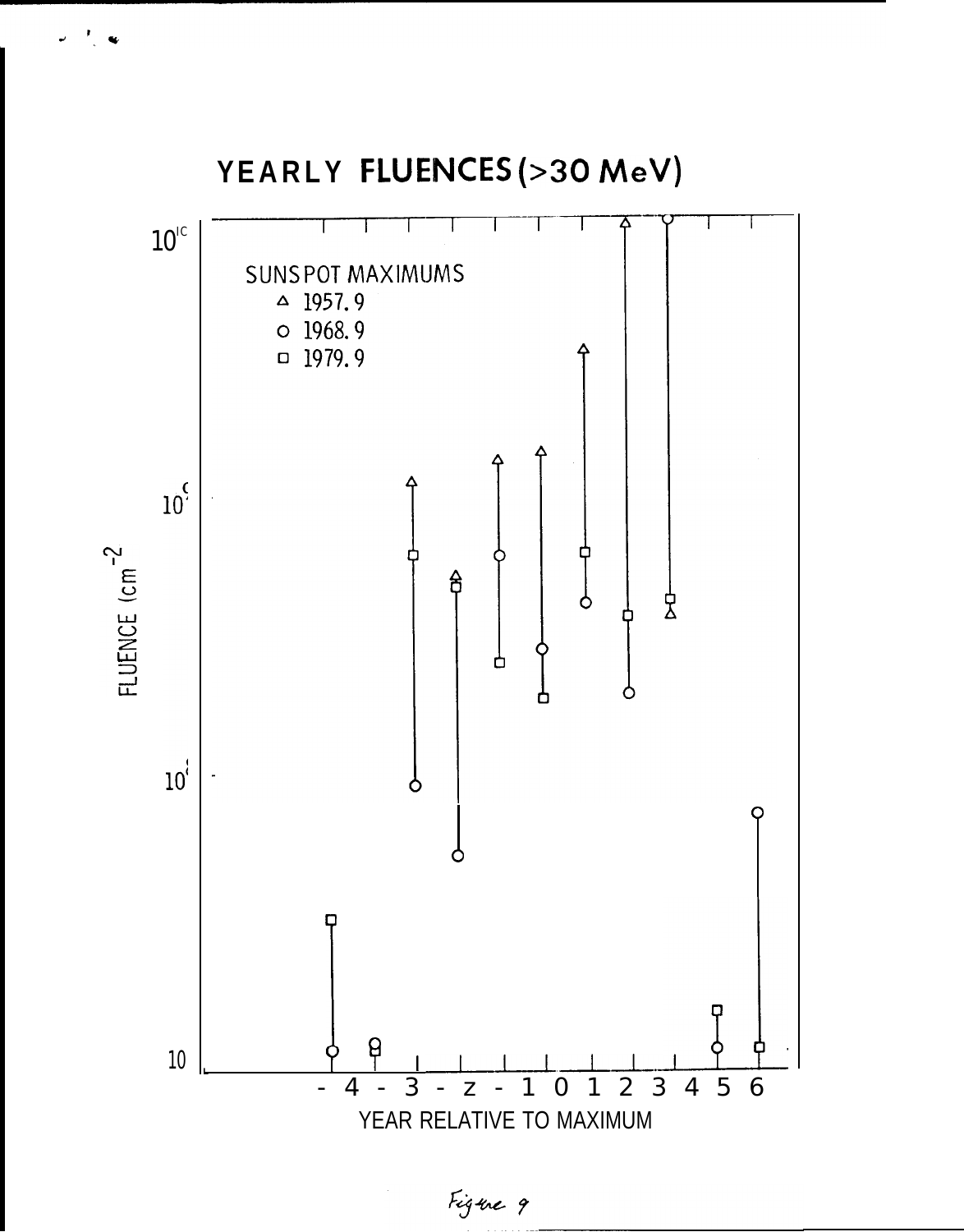# YEARLY FLUENCES (>30 MeV)

SUNSPOT MAXIMUMS

△ 1957.9

○ 1968.9

□ 1979.9

FLUENCE (cm$^{-2}$)

$10^{10}$

$10^{9}$

$10^{8}$

10

-4 -3 -2 -1 0 1 2 3 4 5 6

YEAR RELATIVE TO MAXIMUM

Figure 9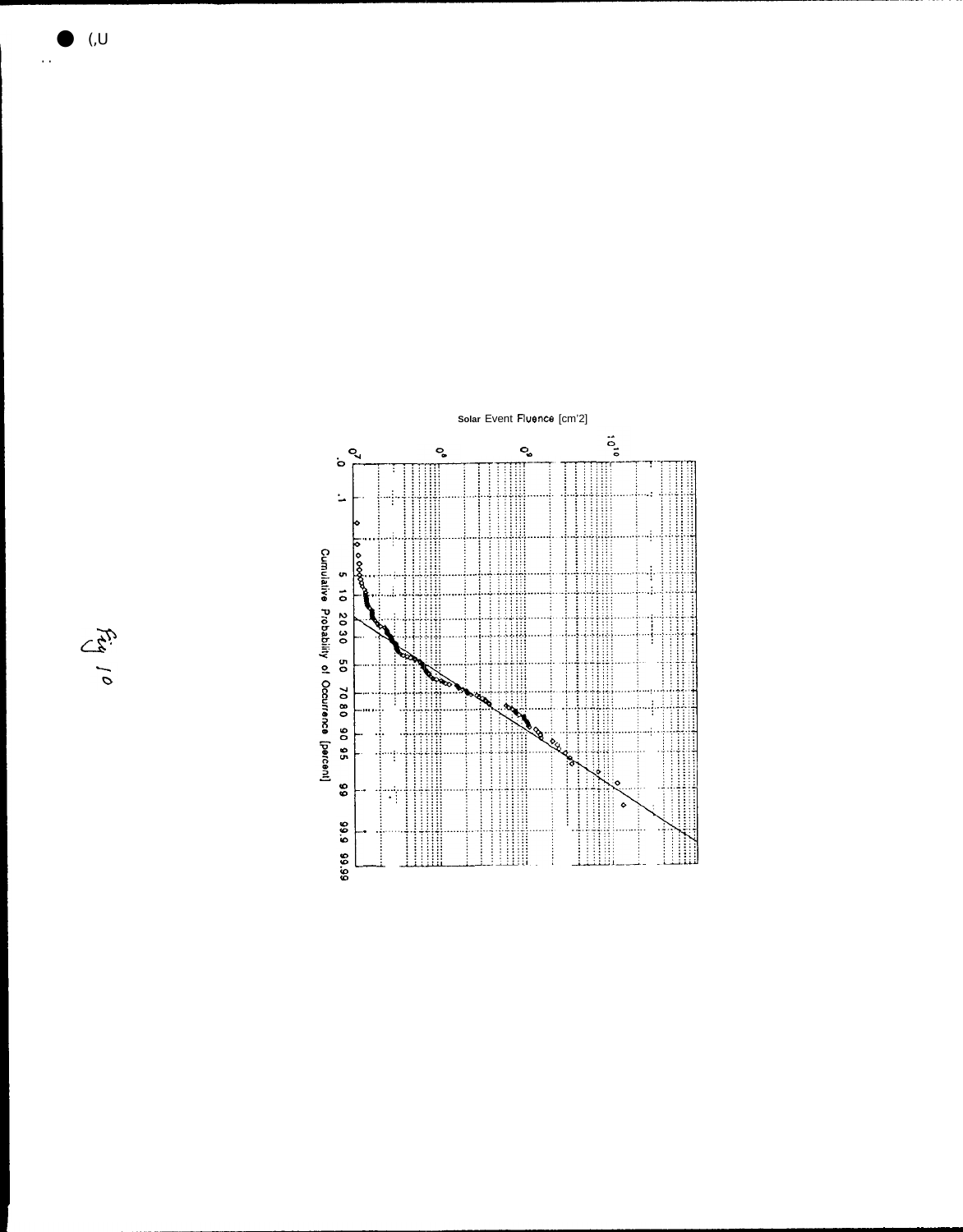Solar Event Fluence [cm'2]

$10^{7}$ $10^{8}$ $10^{9}$ $10^{10}$

.0 .1 5 10 20 30 50 70 80 90 95 99 99.9 99.99

Cumulative Probability of Occurrence [percent]

Fig 10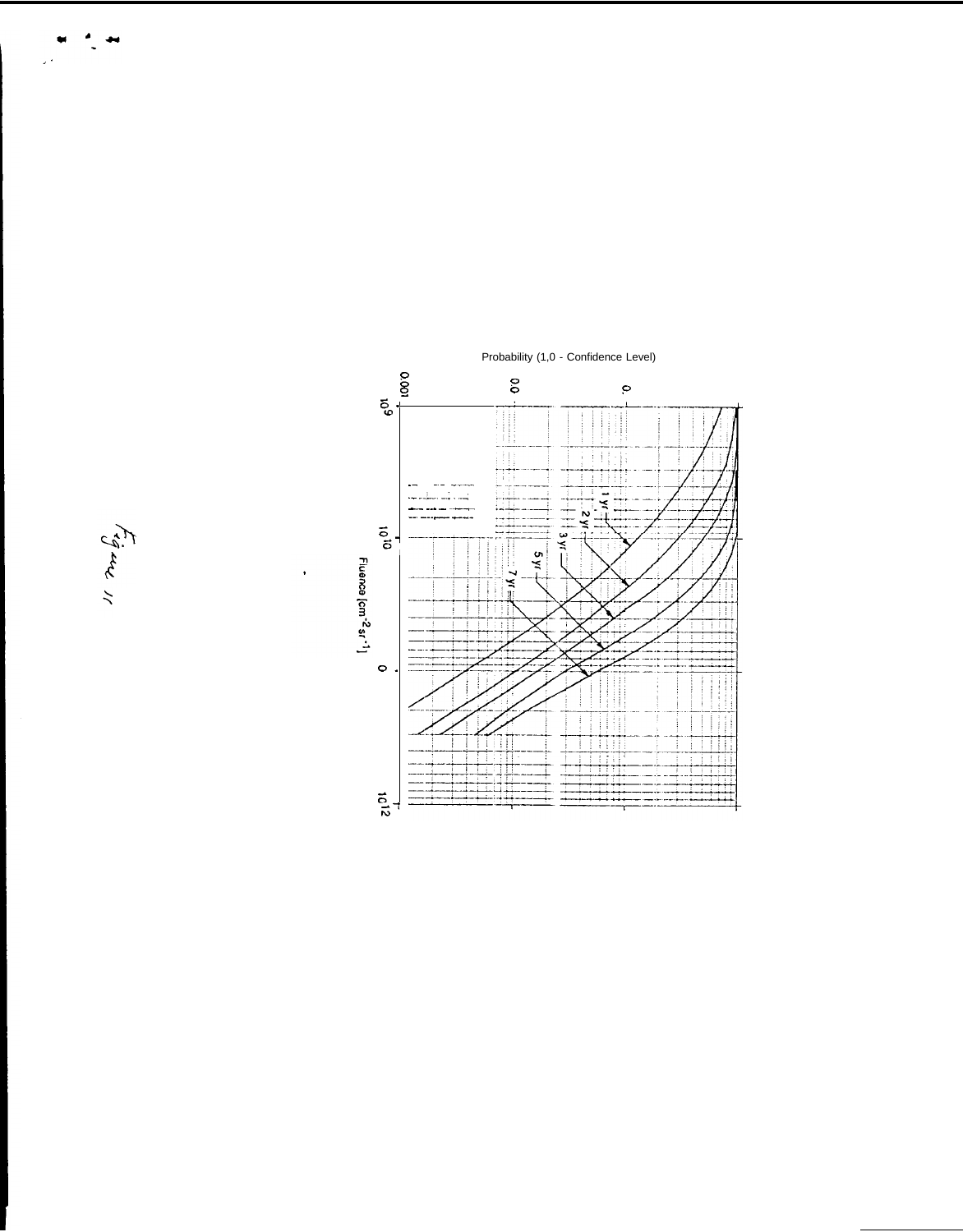Probability (1,0 - Confidence Level)

0.001

0.0

0.

$10^9$

$10^{10}$

0

$10^{12}$

Fluence [cm$^{-2}$sr$^{-1}$]

1 yr

2 yr

3 yr

5 yr

7 yr

Figure 11